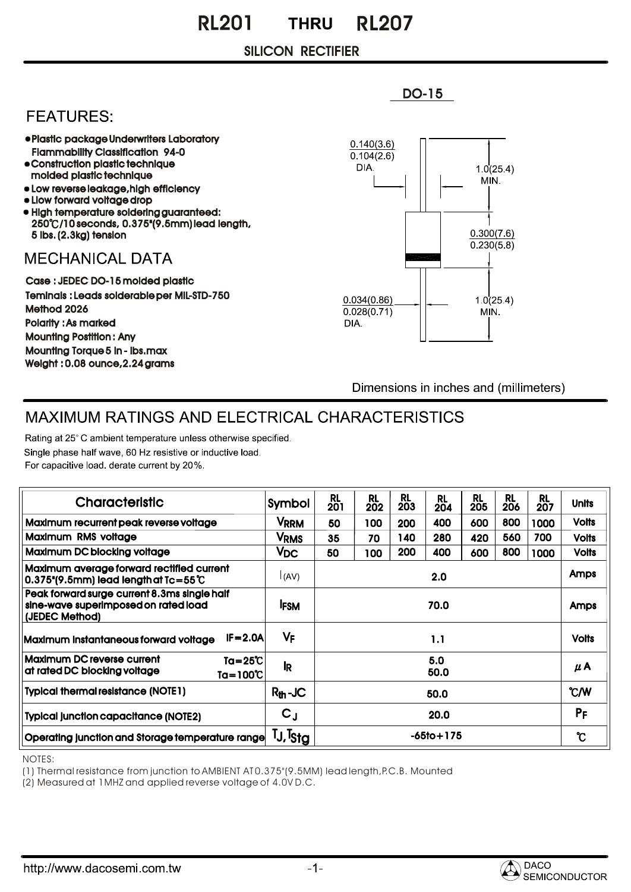# RL201 THRU RL207

## SILICON RECTIFIER

DO-15

## FEATURES:

- Plastic package Underwriters Laboratory Flammability Classification 94-0
- Construction plastic technique molded plastic technique
- Low reverse leakage,high efficiency
- Llow forward voltage drop
- High temperature soldering guaranteed: 250℃/10 seconds, 0.375"(9.5mm) lead length, 5 lbs. (2.3kg) tension

## MECHANICAL DATA

Case : JEDEC DO-15 molded plastic
Teminals : Leads solderable per MIL-STD-750 Method 2026
Polarity : As marked
Mounting Postition : Any
Mounting Torque 5 in - lbs.max
Weight : 0.08 ounce,2.24 grams

0.140(3.6) / 0.104(2.6) DIA.
1.0(25.4) MIN.
0.300(7.6) / 0.230(5.8)
0.034(0.86) / 0.028(0.71) DIA.
1.0(25.4) MIN.

Dimensions in inches and (millimeters)

## MAXIMUM RATINGS AND ELECTRICAL CHARACTERISTICS

Rating at 25° C ambient temperature unless otherwise specified.
Single phase half wave, 60 Hz resistive or inductive load.
For capacitive load. derate current by 20%.

| Characteristic | Symbol | RL 201 | RL 202 | RL 203 | RL 204 | RL 205 | RL 206 | RL 207 | Units |
|---|---|---|---|---|---|---|---|---|---|
| Maximum recurrent peak reverse voltage | $V_{RRM}$ | 50 | 100 | 200 | 400 | 600 | 800 | 1000 | Volts |
| Maximum RMS voltage | $V_{RMS}$ | 35 | 70 | 140 | 280 | 420 | 560 | 700 | Volts |
| Maximum DC blocking voltage | $V_{DC}$ | 50 | 100 | 200 | 400 | 600 | 800 | 1000 | Volts |
| Maximum average forward rectified current 0.375"(9.5mm) lead length at Tc=55℃ | $I_{(AV)}$ | 2.0 | | | | | | | Amps |
| Peak forward surge current 8.3ms single half sine-wave superimposed on rated load (JEDEC Method) | $I_{FSM}$ | 70.0 | | | | | | | Amps |
| Maximum instantaneous forward voltage IF=2.0A | $V_F$ | 1.1 | | | | | | | Volts |
| Maximum DC reverse current at rated DC blocking voltage Ta=25℃ / Ta=100℃ | $I_R$ | 5.0 / 50.0 | | | | | | | μA |
| Typical thermal resistance (NOTE1) | $R_{th}$-JC | 50.0 | | | | | | | ℃/W |
| Typical junction capacitance (NOTE2) | $C_J$ | 20.0 | | | | | | | PF |
| Operating junction and Storage temperature range | $T_J, T_{Stg}$ | -65to+175 | | | | | | | ℃ |

NOTES:
(1) Thermal resistance from junction to AMBIENT AT 0.375"(9.5MM) lead length,P.C.B. Mounted
(2) Measured at 1MHZ and applied reverse voltage of 4.0V D.C.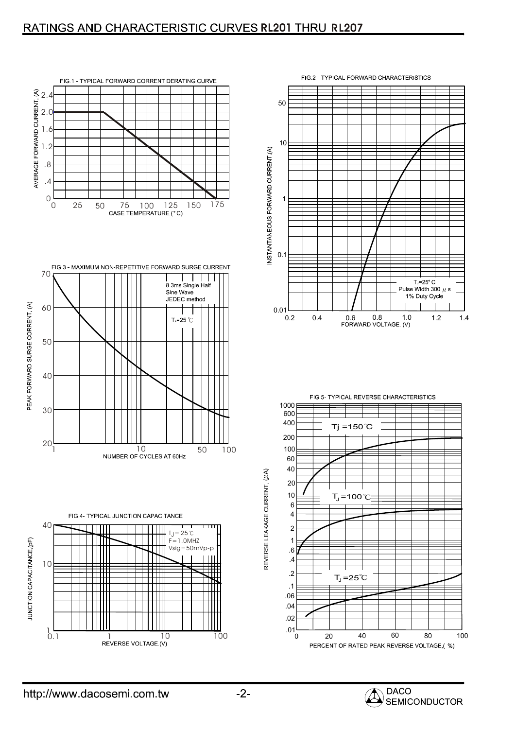# RATINGS AND CHARACTERISTIC CURVES RL201 THRU RL207

FIG.1 - TYPICAL FORWARD CORRENT DERATING CURVE

AVERAGE FORWARD CURRENT, (A)

2.4
2.0
1.6
1.2
.8
.4
0

0 25 50 75 100 125 150 175

CASE TEMPERATURE.(°C)

FIG.2 - TYPICAL FORWARD CHARACTERISTICS

INSTANTANEOUS FORWARD CURRENT,(A)

50
10
1
0.1
0.01

0.2 0.4 0.6 0.8 1.0 1.2 1.4

FORWARD VOLTAGE. (V)

$T_J$=25° C
Pulse Width 300 $\mu$ s
1% Duty Cycle

FIG.3 - MAXIMUM NON-REPETITIVE FORWARD SURGE CURRENT

PEAK FORWARD SURGE CORRENT, (A)

70
60
50
40
30
20

1 10 50 100

NUMBER OF CYCLES AT 60Hz

8.3ms Single Half
Sine Wave
JEDEC method

$T_J$=25 ℃

FIG.4- TYPICAL JUNCTION CAPACITANCE

JUNCTION CAPACITANCE,(pF)

40
10
1

0.1 1 10 100

REVERSE VOLTAGE.(V)

$T_J$= 25 ℃
F=1.0MHZ
Vsig=50mVp-p

FIG.5- TYPICAL REVERSE CHARACTERISTICS

REVERSE LEAKAGE CURRENT, ($\mu$A)

1000
600
400
200
100
60
40
20
10
6
4
2
1
.6
.4
.2
.1
.06
.04
.02
.01

0 20 40 60 80 100

PERCENT OF RATED PEAK REVERSE VOLTAGE,( %)

Tj =150℃

$T_J$=100℃

$T_J$=25℃